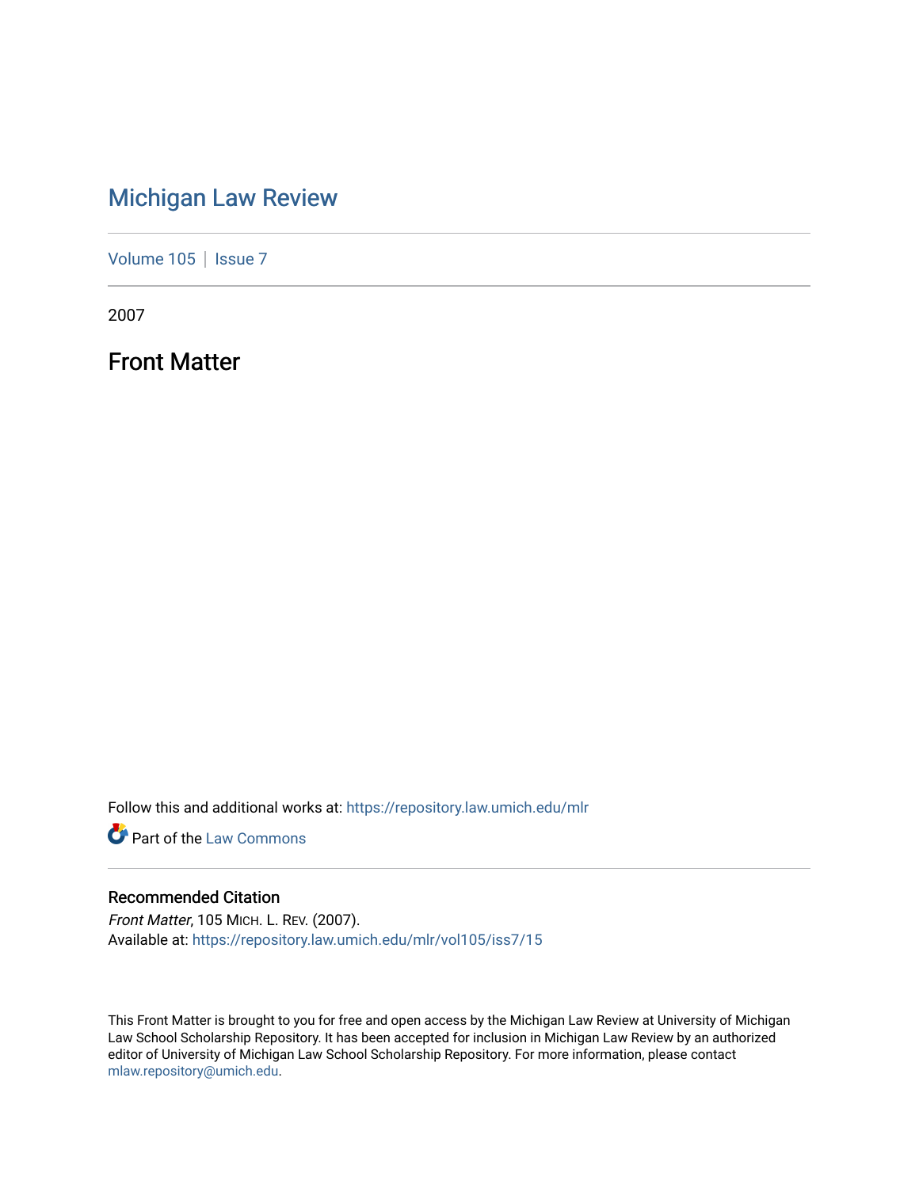# Michigan Law Review

Volume 105 | Issue 7

2007

## Front Matter

Follow this and additional works at: https://repository.law.umich.edu/mlr

Part of the Law Commons

### Recommended Citation

*Front Matter*, 105 MICH. L. REV. (2007).
Available at: https://repository.law.umich.edu/mlr/vol105/iss7/15

This Front Matter is brought to you for free and open access by the Michigan Law Review at University of Michigan Law School Scholarship Repository. It has been accepted for inclusion in Michigan Law Review by an authorized editor of University of Michigan Law School Scholarship Repository. For more information, please contact mlaw.repository@umich.edu.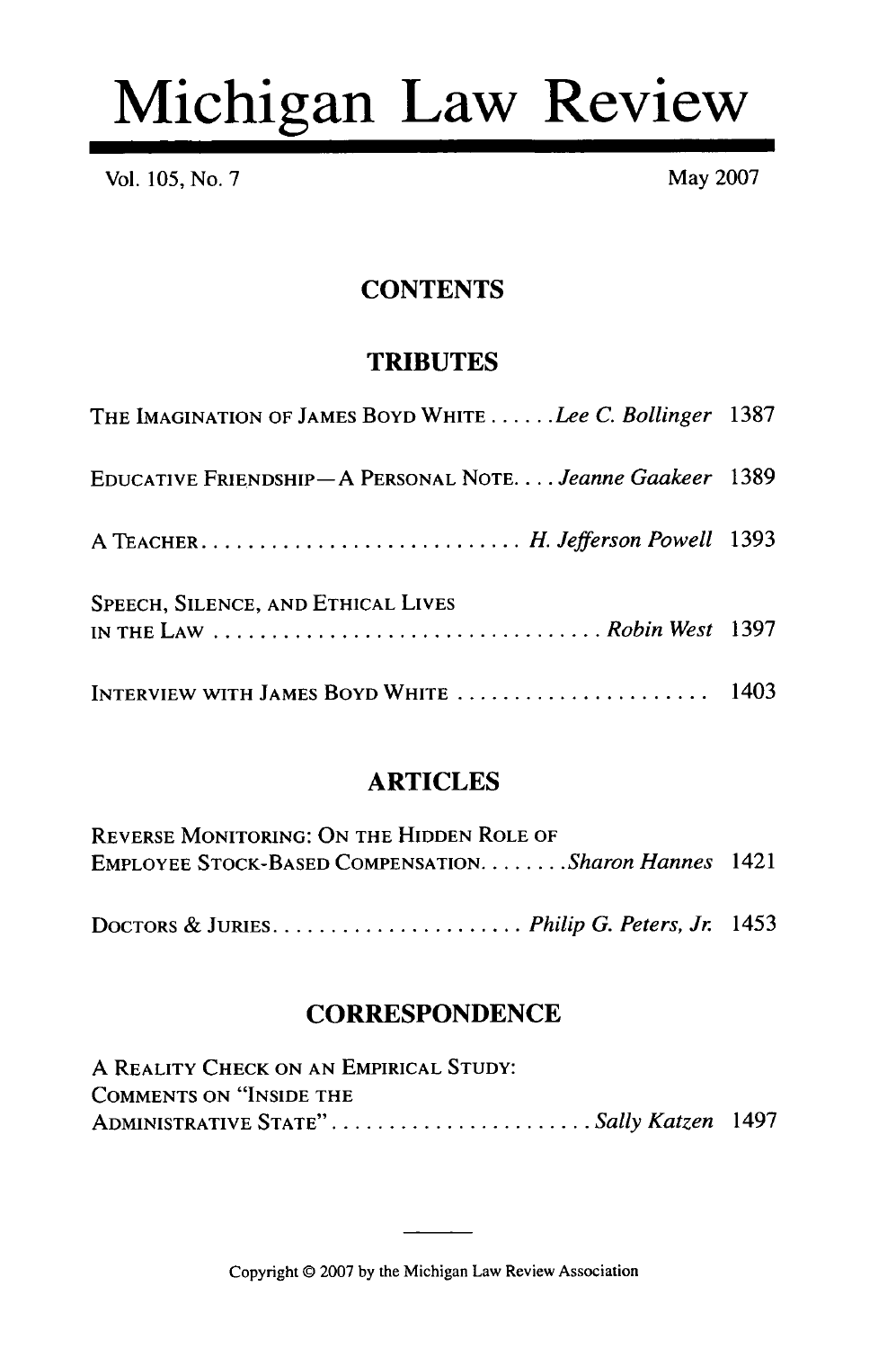# Michigan Law Review

Vol. 105, No. 7 May 2007

## CONTENTS

### TRIBUTES

THE IMAGINATION OF JAMES BOYD WHITE . . . . . . *Lee C. Bollinger* 1387

EDUCATIVE FRIENDSHIP—A PERSONAL NOTE. . . . *Jeanne Gaakeer* 1389

A TEACHER . . . . . . . . . . . . . . . . . . . . . . . . . . . . *H. Jefferson Powell* 1393

SPEECH, SILENCE, AND ETHICAL LIVES IN THE LAW . . . . . . . . . . . . . . . . . . . . . . . . . . . . . . . . . . *Robin West* 1397

INTERVIEW WITH JAMES BOYD WHITE . . . . . . . . . . . . . . . . . . . . . . 1403

### ARTICLES

REVERSE MONITORING: ON THE HIDDEN ROLE OF EMPLOYEE STOCK-BASED COMPENSATION. . . . . . . . *Sharon Hannes* 1421

DOCTORS & JURIES. . . . . . . . . . . . . . . . . . . . . . *Philip G. Peters, Jr.* 1453

### CORRESPONDENCE

A REALITY CHECK ON AN EMPIRICAL STUDY: COMMENTS ON "INSIDE THE ADMINISTRATIVE STATE" . . . . . . . . . . . . . . . . . . . . . . . *Sally Katzen* 1497

Copyright © 2007 by the Michigan Law Review Association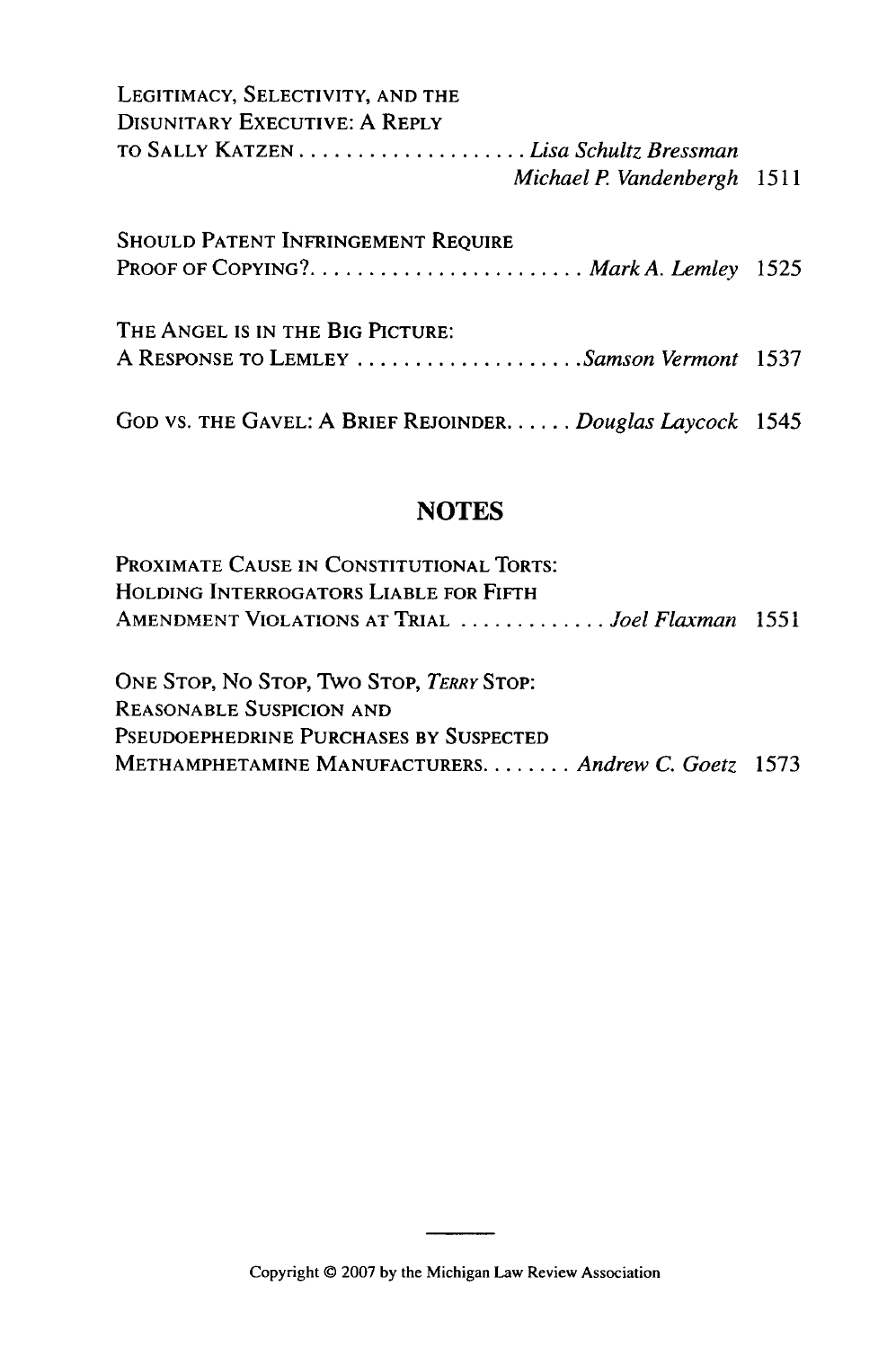Legitimacy, Selectivity, and the Disunitary Executive: A Reply to Sally Katzen .................... *Lisa Schultz Bressman* *Michael P. Vandenbergh* 1511

Should Patent Infringement Require Proof of Copying?......................... *Mark A. Lemley* 1525

The Angel is in the Big Picture: A Response to Lemley .................... *Samson Vermont* 1537

God vs. the Gavel: A Brief Rejoinder...... *Douglas Laycock* 1545

## NOTES

Proximate Cause in Constitutional Torts: Holding Interrogators Liable for Fifth Amendment Violations at Trial ............. *Joel Flaxman* 1551

One Stop, No Stop, Two Stop, *Terry* Stop: Reasonable Suspicion and Pseudoephedrine Purchases by Suspected Methamphetamine Manufacturers........ *Andrew C. Goetz* 1573

Copyright © 2007 by the Michigan Law Review Association